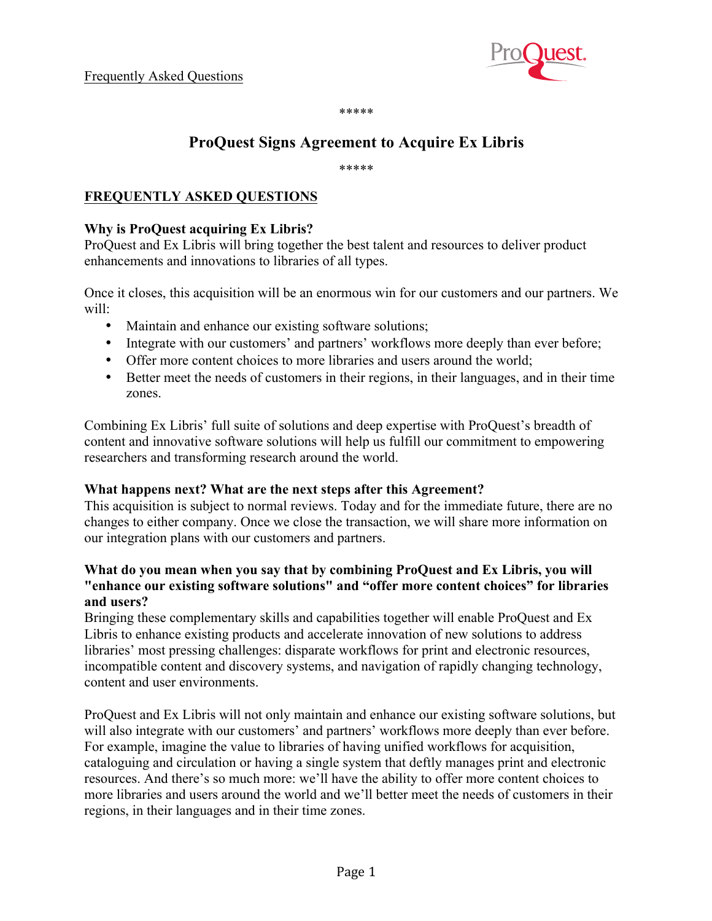Frequently Asked Questions

*****

# ProQuest Signs Agreement to Acquire Ex Libris

*****

## FREQUENTLY ASKED QUESTIONS

**Why is ProQuest acquiring Ex Libris?**

ProQuest and Ex Libris will bring together the best talent and resources to deliver product enhancements and innovations to libraries of all types.

Once it closes, this acquisition will be an enormous win for our customers and our partners. We will:

- Maintain and enhance our existing software solutions;
- Integrate with our customers' and partners' workflows more deeply than ever before;
- Offer more content choices to more libraries and users around the world;
- Better meet the needs of customers in their regions, in their languages, and in their time zones.

Combining Ex Libris' full suite of solutions and deep expertise with ProQuest's breadth of content and innovative software solutions will help us fulfill our commitment to empowering researchers and transforming research around the world.

**What happens next? What are the next steps after this Agreement?**

This acquisition is subject to normal reviews. Today and for the immediate future, there are no changes to either company. Once we close the transaction, we will share more information on our integration plans with our customers and partners.

**What do you mean when you say that by combining ProQuest and Ex Libris, you will "enhance our existing software solutions" and "offer more content choices" for libraries and users?**

Bringing these complementary skills and capabilities together will enable ProQuest and Ex Libris to enhance existing products and accelerate innovation of new solutions to address libraries' most pressing challenges: disparate workflows for print and electronic resources, incompatible content and discovery systems, and navigation of rapidly changing technology, content and user environments.

ProQuest and Ex Libris will not only maintain and enhance our existing software solutions, but will also integrate with our customers' and partners' workflows more deeply than ever before. For example, imagine the value to libraries of having unified workflows for acquisition, cataloguing and circulation or having a single system that deftly manages print and electronic resources. And there's so much more: we'll have the ability to offer more content choices to more libraries and users around the world and we'll better meet the needs of customers in their regions, in their languages and in their time zones.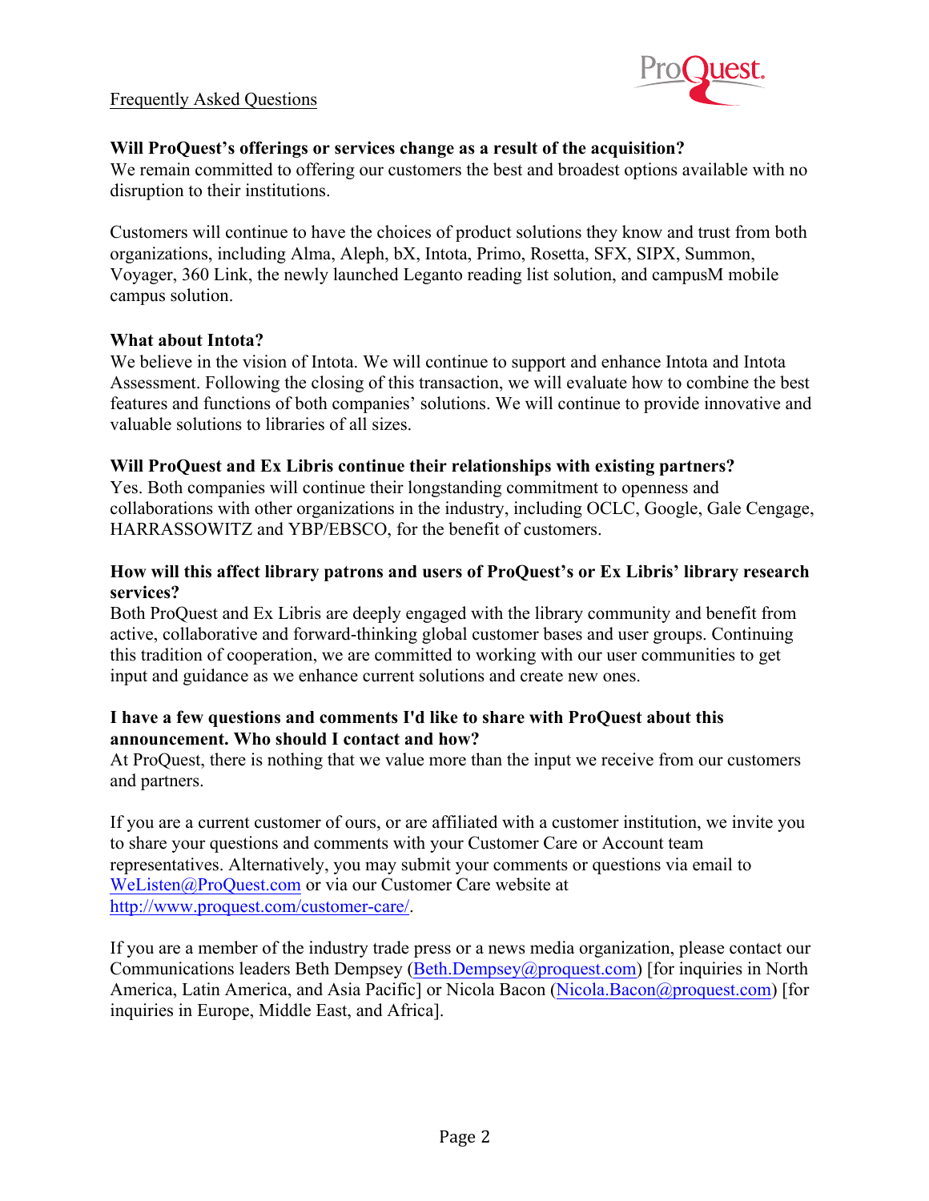Frequently Asked Questions

**Will ProQuest's offerings or services change as a result of the acquisition?**
We remain committed to offering our customers the best and broadest options available with no disruption to their institutions.

Customers will continue to have the choices of product solutions they know and trust from both organizations, including Alma, Aleph, bX, Intota, Primo, Rosetta, SFX, SIPX, Summon, Voyager, 360 Link, the newly launched Leganto reading list solution, and campusM mobile campus solution.

**What about Intota?**
We believe in the vision of Intota. We will continue to support and enhance Intota and Intota Assessment. Following the closing of this transaction, we will evaluate how to combine the best features and functions of both companies' solutions. We will continue to provide innovative and valuable solutions to libraries of all sizes.

**Will ProQuest and Ex Libris continue their relationships with existing partners?**
Yes. Both companies will continue their longstanding commitment to openness and collaborations with other organizations in the industry, including OCLC, Google, Gale Cengage, HARRASSOWITZ and YBP/EBSCO, for the benefit of customers.

**How will this affect library patrons and users of ProQuest's or Ex Libris' library research services?**
Both ProQuest and Ex Libris are deeply engaged with the library community and benefit from active, collaborative and forward-thinking global customer bases and user groups. Continuing this tradition of cooperation, we are committed to working with our user communities to get input and guidance as we enhance current solutions and create new ones.

**I have a few questions and comments I'd like to share with ProQuest about this announcement. Who should I contact and how?**
At ProQuest, there is nothing that we value more than the input we receive from our customers and partners.

If you are a current customer of ours, or are affiliated with a customer institution, we invite you to share your questions and comments with your Customer Care or Account team representatives. Alternatively, you may submit your comments or questions via email to WeListen@ProQuest.com or via our Customer Care website at http://www.proquest.com/customer-care/.

If you are a member of the industry trade press or a news media organization, please contact our Communications leaders Beth Dempsey (Beth.Dempsey@proquest.com) [for inquiries in North America, Latin America, and Asia Pacific] or Nicola Bacon (Nicola.Bacon@proquest.com) [for inquiries in Europe, Middle East, and Africa].